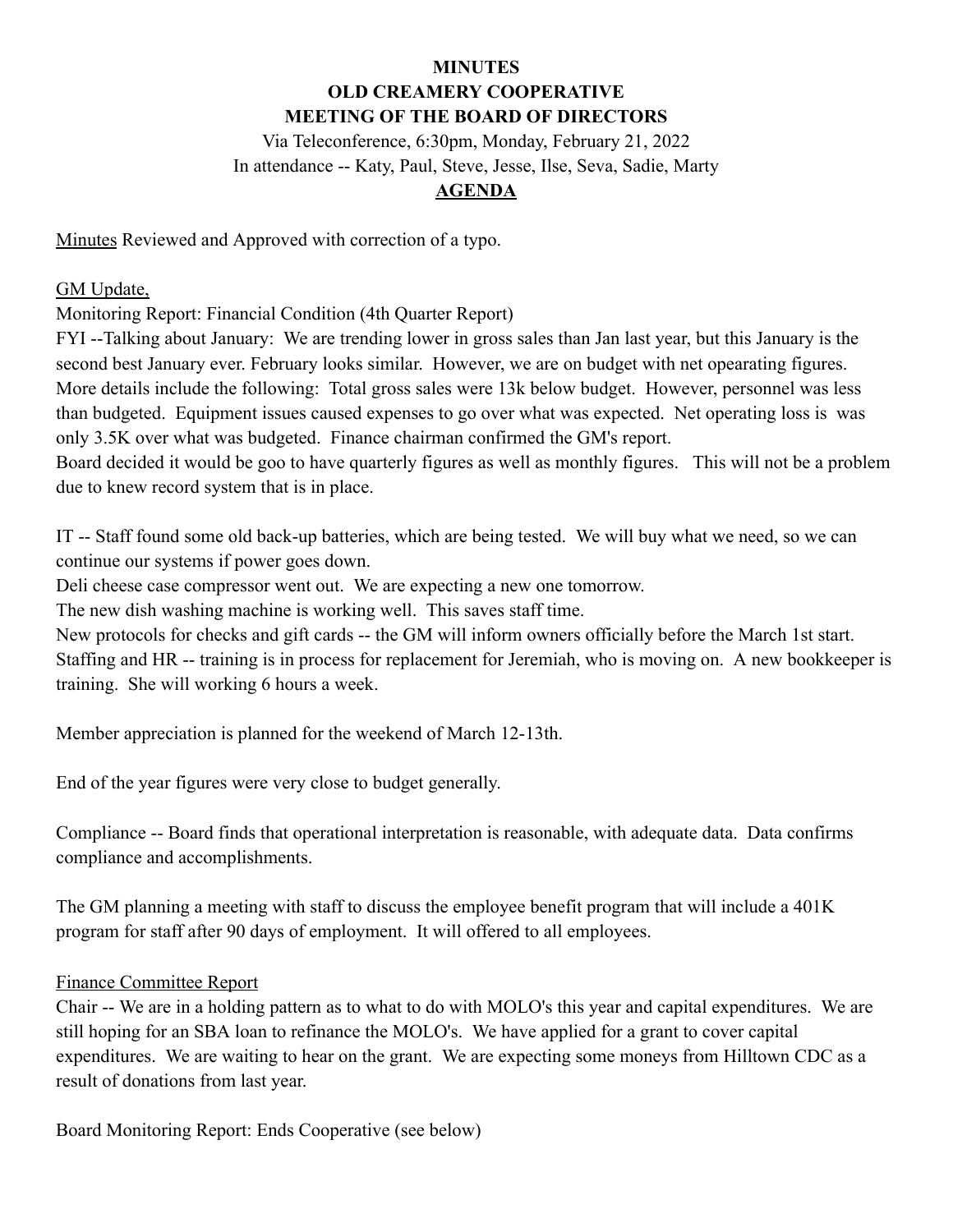**MINUTES**
**OLD CREAMERY COOPERATIVE**
**MEETING OF THE BOARD OF DIRECTORS**

Via Teleconference, 6:30pm, Monday, February 21, 2022

In attendance -- Katy, Paul, Steve, Jesse, Ilse, Seva, Sadie, Marty

**AGENDA**

Minutes Reviewed and Approved with correction of a typo.

GM Update,

Monitoring Report: Financial Condition (4th Quarter Report)

FYI --Talking about January: We are trending lower in gross sales than Jan last year, but this January is the second best January ever. February looks similar. However, we are on budget with net opearating figures. More details include the following: Total gross sales were 13k below budget. However, personnel was less than budgeted. Equipment issues caused expenses to go over what was expected. Net operating loss is was only 3.5K over what was budgeted. Finance chairman confirmed the GM's report.

Board decided it would be goo to have quarterly figures as well as monthly figures. This will not be a problem due to knew record system that is in place.

IT -- Staff found some old back-up batteries, which are being tested. We will buy what we need, so we can continue our systems if power goes down.

Deli cheese case compressor went out. We are expecting a new one tomorrow.

The new dish washing machine is working well. This saves staff time.

New protocols for checks and gift cards -- the GM will inform owners officially before the March 1st start.

Staffing and HR -- training is in process for replacement for Jeremiah, who is moving on. A new bookkeeper is training. She will working 6 hours a week.

Member appreciation is planned for the weekend of March 12-13th.

End of the year figures were very close to budget generally.

Compliance -- Board finds that operational interpretation is reasonable, with adequate data. Data confirms compliance and accomplishments.

The GM planning a meeting with staff to discuss the employee benefit program that will include a 401K program for staff after 90 days of employment. It will offered to all employees.

Finance Committee Report

Chair -- We are in a holding pattern as to what to do with MOLO's this year and capital expenditures. We are still hoping for an SBA loan to refinance the MOLO's. We have applied for a grant to cover capital expenditures. We are waiting to hear on the grant. We are expecting some moneys from Hilltown CDC as a result of donations from last year.

Board Monitoring Report: Ends Cooperative (see below)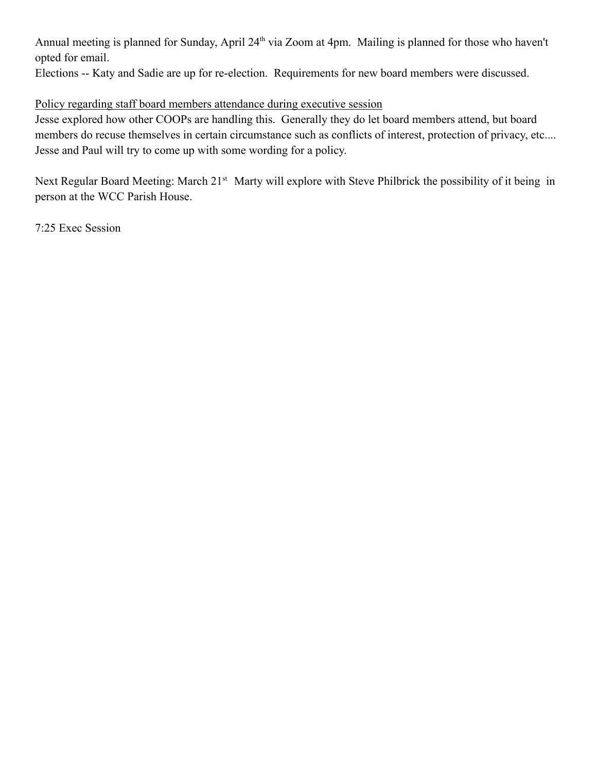Annual meeting is planned for Sunday, April 24th via Zoom at 4pm. Mailing is planned for those who haven't opted for email.

Elections -- Katy and Sadie are up for re-election. Requirements for new board members were discussed.

<u>Policy regarding staff board members attendance during executive session</u>

Jesse explored how other COOPs are handling this. Generally they do let board members attend, but board members do recuse themselves in certain circumstance such as conflicts of interest, protection of privacy, etc.... Jesse and Paul will try to come up with some wording for a policy.

Next Regular Board Meeting: March 21st Marty will explore with Steve Philbrick the possibility of it being in person at the WCC Parish House.

7:25 Exec Session